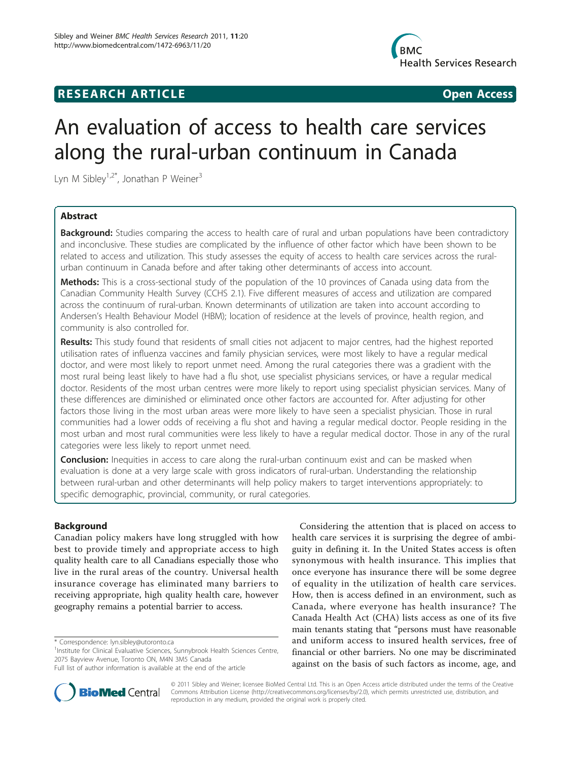## RESEARCH ARTICLE Open Access

# An evaluation of access to health care services along the rural-urban continuum in Canada

Lyn M Sibley[1,2*], Jonathan P Weiner[3]

## Abstract

**Background:** Studies comparing the access to health care of rural and urban populations have been contradictory and inconclusive. These studies are complicated by the influence of other factor which have been shown to be related to access and utilization. This study assesses the equity of access to health care services across the rural-urban continuum in Canada before and after taking other determinants of access into account.

**Methods:** This is a cross-sectional study of the population of the 10 provinces of Canada using data from the Canadian Community Health Survey (CCHS 2.1). Five different measures of access and utilization are compared across the continuum of rural-urban. Known determinants of utilization are taken into account according to Andersen's Health Behaviour Model (HBM); location of residence at the levels of province, health region, and community is also controlled for.

**Results:** This study found that residents of small cities not adjacent to major centres, had the highest reported utilisation rates of influenza vaccines and family physician services, were most likely to have a regular medical doctor, and were most likely to report unmet need. Among the rural categories there was a gradient with the most rural being least likely to have had a flu shot, use specialist physicians services, or have a regular medical doctor. Residents of the most urban centres were more likely to report using specialist physician services. Many of these differences are diminished or eliminated once other factors are accounted for. After adjusting for other factors those living in the most urban areas were more likely to have seen a specialist physician. Those in rural communities had a lower odds of receiving a flu shot and having a regular medical doctor. People residing in the most urban and most rural communities were less likely to have a regular medical doctor. Those in any of the rural categories were less likely to report unmet need.

**Conclusion:** Inequities in access to care along the rural-urban continuum exist and can be masked when evaluation is done at a very large scale with gross indicators of rural-urban. Understanding the relationship between rural-urban and other determinants will help policy makers to target interventions appropriately: to specific demographic, provincial, community, or rural categories.

## Background

Canadian policy makers have long struggled with how best to provide timely and appropriate access to high quality health care to all Canadians especially those who live in the rural areas of the country. Universal health insurance coverage has eliminated many barriers to receiving appropriate, high quality health care, however geography remains a potential barrier to access.

Considering the attention that is placed on access to health care services it is surprising the degree of ambiguity in defining it. In the United States access is often synonymous with health insurance. This implies that once everyone has insurance there will be some degree of equality in the utilization of health care services. How, then is access defined in an environment, such as Canada, where everyone has health insurance? The Canada Health Act (CHA) lists access as one of its five main tenants stating that "persons must have reasonable and uniform access to insured health services, free of financial or other barriers. No one may be discriminated against on the basis of such factors as income, age, and

\* Correspondence: lyn.sibley@utoronto.ca

[1]Institute for Clinical Evaluative Sciences, Sunnybrook Health Sciences Centre, 2075 Bayview Avenue, Toronto ON, M4N 3M5 Canada

Full list of author information is available at the end of the article

© 2011 Sibley and Weiner; licensee BioMed Central Ltd. This is an Open Access article distributed under the terms of the Creative Commons Attribution License (http://creativecommons.org/licenses/by/2.0), which permits unrestricted use, distribution, and reproduction in any medium, provided the original work is properly cited.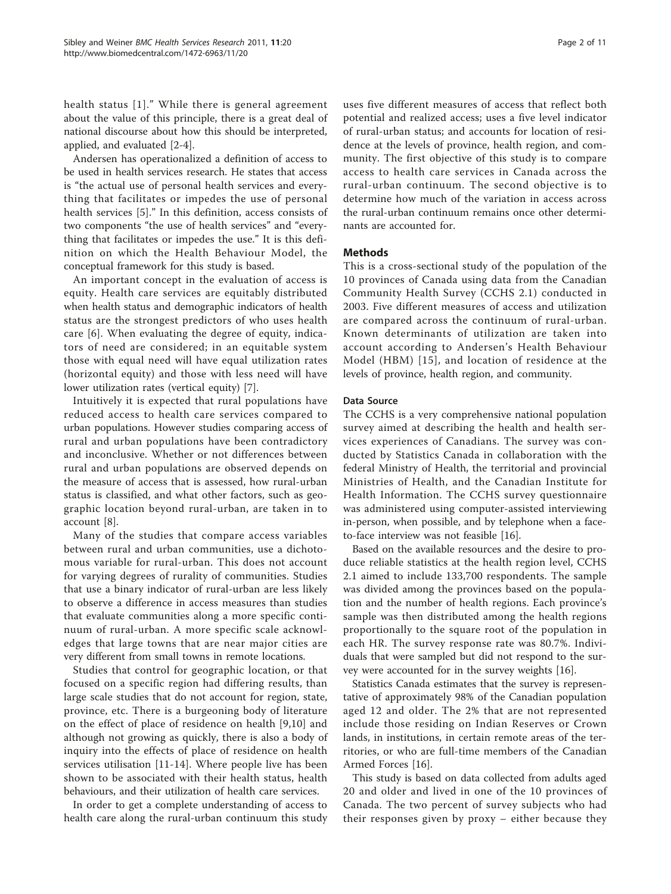health status [1]." While there is general agreement about the value of this principle, there is a great deal of national discourse about how this should be interpreted, applied, and evaluated [2-4].

Andersen has operationalized a definition of access to be used in health services research. He states that access is "the actual use of personal health services and everything that facilitates or impedes the use of personal health services [5]." In this definition, access consists of two components "the use of health services" and "everything that facilitates or impedes the use." It is this definition on which the Health Behaviour Model, the conceptual framework for this study is based.

An important concept in the evaluation of access is equity. Health care services are equitably distributed when health status and demographic indicators of health status are the strongest predictors of who uses health care [6]. When evaluating the degree of equity, indicators of need are considered; in an equitable system those with equal need will have equal utilization rates (horizontal equity) and those with less need will have lower utilization rates (vertical equity) [7].

Intuitively it is expected that rural populations have reduced access to health care services compared to urban populations. However studies comparing access of rural and urban populations have been contradictory and inconclusive. Whether or not differences between rural and urban populations are observed depends on the measure of access that is assessed, how rural-urban status is classified, and what other factors, such as geographic location beyond rural-urban, are taken in to account [8].

Many of the studies that compare access variables between rural and urban communities, use a dichotomous variable for rural-urban. This does not account for varying degrees of rurality of communities. Studies that use a binary indicator of rural-urban are less likely to observe a difference in access measures than studies that evaluate communities along a more specific continuum of rural-urban. A more specific scale acknowledges that large towns that are near major cities are very different from small towns in remote locations.

Studies that control for geographic location, or that focused on a specific region had differing results, than large scale studies that do not account for region, state, province, etc. There is a burgeoning body of literature on the effect of place of residence on health [9,10] and although not growing as quickly, there is also a body of inquiry into the effects of place of residence on health services utilisation [11-14]. Where people live has been shown to be associated with their health status, health behaviours, and their utilization of health care services.

In order to get a complete understanding of access to health care along the rural-urban continuum this study uses five different measures of access that reflect both potential and realized access; uses a five level indicator of rural-urban status; and accounts for location of residence at the levels of province, health region, and community. The first objective of this study is to compare access to health care services in Canada across the rural-urban continuum. The second objective is to determine how much of the variation in access across the rural-urban continuum remains once other determinants are accounted for.

## Methods

This is a cross-sectional study of the population of the 10 provinces of Canada using data from the Canadian Community Health Survey (CCHS 2.1) conducted in 2003. Five different measures of access and utilization are compared across the continuum of rural-urban. Known determinants of utilization are taken into account according to Andersen's Health Behaviour Model (HBM) [15], and location of residence at the levels of province, health region, and community.

### Data Source

The CCHS is a very comprehensive national population survey aimed at describing the health and health services experiences of Canadians. The survey was conducted by Statistics Canada in collaboration with the federal Ministry of Health, the territorial and provincial Ministries of Health, and the Canadian Institute for Health Information. The CCHS survey questionnaire was administered using computer-assisted interviewing in-person, when possible, and by telephone when a face-to-face interview was not feasible [16].

Based on the available resources and the desire to produce reliable statistics at the health region level, CCHS 2.1 aimed to include 133,700 respondents. The sample was divided among the provinces based on the population and the number of health regions. Each province's sample was then distributed among the health regions proportionally to the square root of the population in each HR. The survey response rate was 80.7%. Individuals that were sampled but did not respond to the survey were accounted for in the survey weights [16].

Statistics Canada estimates that the survey is representative of approximately 98% of the Canadian population aged 12 and older. The 2% that are not represented include those residing on Indian Reserves or Crown lands, in institutions, in certain remote areas of the territories, or who are full-time members of the Canadian Armed Forces [16].

This study is based on data collected from adults aged 20 and older and lived in one of the 10 provinces of Canada. The two percent of survey subjects who had their responses given by proxy – either because they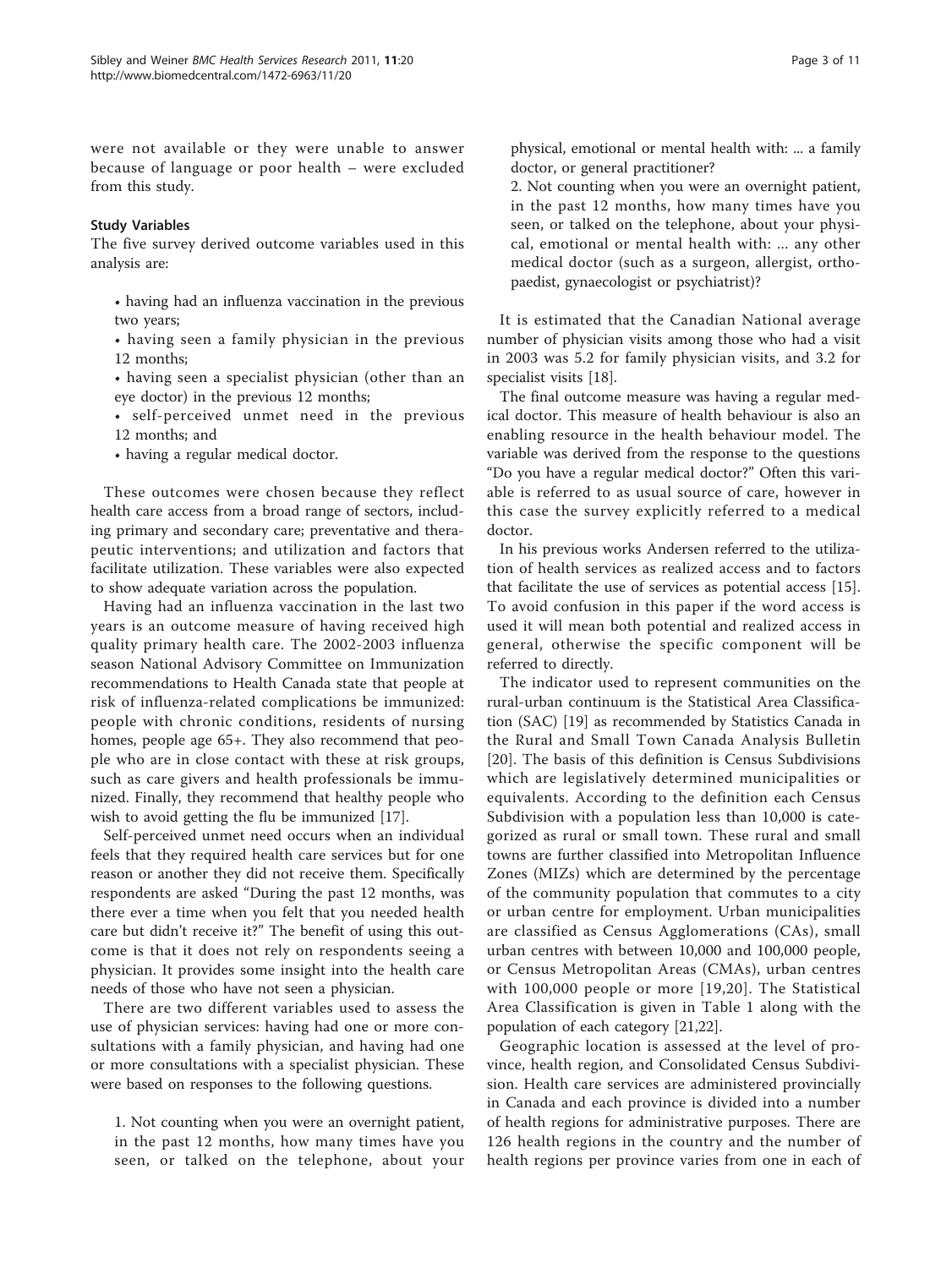were not available or they were unable to answer because of language or poor health – were excluded from this study.

### Study Variables

The five survey derived outcome variables used in this analysis are:

- having had an influenza vaccination in the previous two years;
- having seen a family physician in the previous 12 months;
- having seen a specialist physician (other than an eye doctor) in the previous 12 months;
- self-perceived unmet need in the previous 12 months; and
- having a regular medical doctor.

These outcomes were chosen because they reflect health care access from a broad range of sectors, including primary and secondary care; preventative and therapeutic interventions; and utilization and factors that facilitate utilization. These variables were also expected to show adequate variation across the population.

Having had an influenza vaccination in the last two years is an outcome measure of having received high quality primary health care. The 2002-2003 influenza season National Advisory Committee on Immunization recommendations to Health Canada state that people at risk of influenza-related complications be immunized: people with chronic conditions, residents of nursing homes, people age 65+. They also recommend that people who are in close contact with these at risk groups, such as care givers and health professionals be immunized. Finally, they recommend that healthy people who wish to avoid getting the flu be immunized [17].

Self-perceived unmet need occurs when an individual feels that they required health care services but for one reason or another they did not receive them. Specifically respondents are asked "During the past 12 months, was there ever a time when you felt that you needed health care but didn't receive it?" The benefit of using this outcome is that it does not rely on respondents seeing a physician. It provides some insight into the health care needs of those who have not seen a physician.

There are two different variables used to assess the use of physician services: having had one or more consultations with a family physician, and having had one or more consultations with a specialist physician. These were based on responses to the following questions.

1. Not counting when you were an overnight patient, in the past 12 months, how many times have you seen, or talked on the telephone, about your physical, emotional or mental health with: ... a family doctor, or general practitioner?
2. Not counting when you were an overnight patient, in the past 12 months, how many times have you seen, or talked on the telephone, about your physical, emotional or mental health with: ... any other medical doctor (such as a surgeon, allergist, orthopaedist, gynaecologist or psychiatrist)?

It is estimated that the Canadian National average number of physician visits among those who had a visit in 2003 was 5.2 for family physician visits, and 3.2 for specialist visits [18].

The final outcome measure was having a regular medical doctor. This measure of health behaviour is also an enabling resource in the health behaviour model. The variable was derived from the response to the questions "Do you have a regular medical doctor?" Often this variable is referred to as usual source of care, however in this case the survey explicitly referred to a medical doctor.

In his previous works Andersen referred to the utilization of health services as realized access and to factors that facilitate the use of services as potential access [15]. To avoid confusion in this paper if the word access is used it will mean both potential and realized access in general, otherwise the specific component will be referred to directly.

The indicator used to represent communities on the rural-urban continuum is the Statistical Area Classification (SAC) [19] as recommended by Statistics Canada in the Rural and Small Town Canada Analysis Bulletin [20]. The basis of this definition is Census Subdivisions which are legislatively determined municipalities or equivalents. According to the definition each Census Subdivision with a population less than 10,000 is categorized as rural or small town. These rural and small towns are further classified into Metropolitan Influence Zones (MIZs) which are determined by the percentage of the community population that commutes to a city or urban centre for employment. Urban municipalities are classified as Census Agglomerations (CAs), small urban centres with between 10,000 and 100,000 people, or Census Metropolitan Areas (CMAs), urban centres with 100,000 people or more [19,20]. The Statistical Area Classification is given in Table 1 along with the population of each category [21,22].

Geographic location is assessed at the level of province, health region, and Consolidated Census Subdivision. Health care services are administered provincially in Canada and each province is divided into a number of health regions for administrative purposes. There are 126 health regions in the country and the number of health regions per province varies from one in each of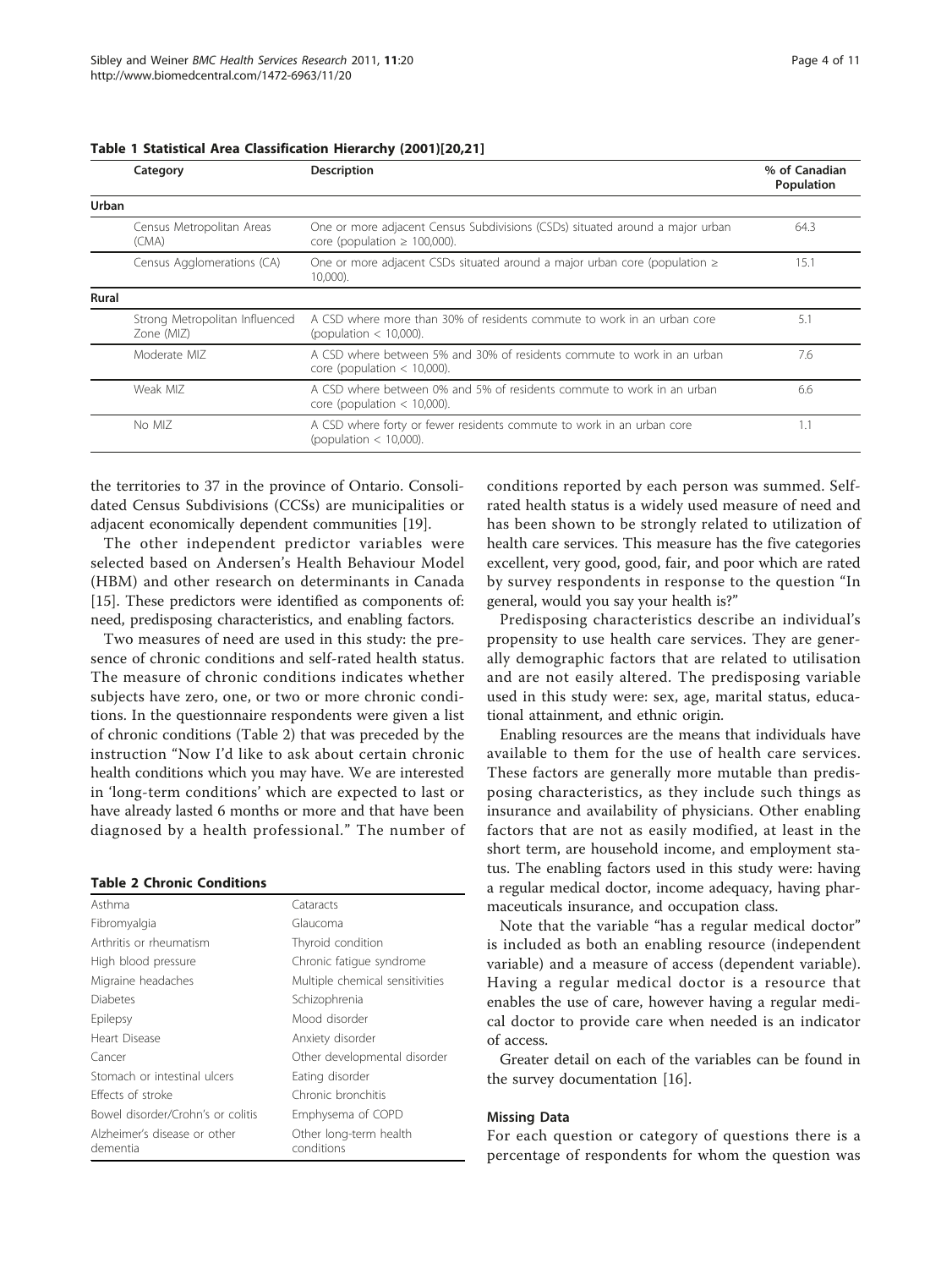**Table 1 Statistical Area Classification Hierarchy (2001)[20,21]**

| | Category | Description | % of Canadian Population |
|---|---|---|---|
| **Urban** | | | |
| | Census Metropolitan Areas (CMA) | One or more adjacent Census Subdivisions (CSDs) situated around a major urban core (population ≥ 100,000). | 64.3 |
| | Census Agglomerations (CA) | One or more adjacent CSDs situated around a major urban core (population ≥ 10,000). | 15.1 |
| **Rural** | | | |
| | Strong Metropolitan Influenced Zone (MIZ) | A CSD where more than 30% of residents commute to work in an urban core (population < 10,000). | 5.1 |
| | Moderate MIZ | A CSD where between 5% and 30% of residents commute to work in an urban core (population < 10,000). | 7.6 |
| | Weak MIZ | A CSD where between 0% and 5% of residents commute to work in an urban core (population < 10,000). | 6.6 |
| | No MIZ | A CSD where forty or fewer residents commute to work in an urban core (population < 10,000). | 1.1 |

the territories to 37 in the province of Ontario. Consolidated Census Subdivisions (CCSs) are municipalities or adjacent economically dependent communities [19].

The other independent predictor variables were selected based on Andersen's Health Behaviour Model (HBM) and other research on determinants in Canada [15]. These predictors were identified as components of: need, predisposing characteristics, and enabling factors.

Two measures of need are used in this study: the presence of chronic conditions and self-rated health status. The measure of chronic conditions indicates whether subjects have zero, one, or two or more chronic conditions. In the questionnaire respondents were given a list of chronic conditions (Table 2) that was preceded by the instruction "Now I'd like to ask about certain chronic health conditions which you may have. We are interested in 'long-term conditions' which are expected to last or have already lasted 6 months or more and that have been diagnosed by a health professional." The number of

**Table 2 Chronic Conditions**

| | |
|---|---|
| Asthma | Cataracts |
| Fibromyalgia | Glaucoma |
| Arthritis or rheumatism | Thyroid condition |
| High blood pressure | Chronic fatigue syndrome |
| Migraine headaches | Multiple chemical sensitivities |
| Diabetes | Schizophrenia |
| Epilepsy | Mood disorder |
| Heart Disease | Anxiety disorder |
| Cancer | Other developmental disorder |
| Stomach or intestinal ulcers | Eating disorder |
| Effects of stroke | Chronic bronchitis |
| Bowel disorder/Crohn's or colitis | Emphysema of COPD |
| Alzheimer's disease or other dementia | Other long-term health conditions |

conditions reported by each person was summed. Self-rated health status is a widely used measure of need and has been shown to be strongly related to utilization of health care services. This measure has the five categories excellent, very good, good, fair, and poor which are rated by survey respondents in response to the question "In general, would you say your health is?"

Predisposing characteristics describe an individual's propensity to use health care services. They are generally demographic factors that are related to utilisation and are not easily altered. The predisposing variable used in this study were: sex, age, marital status, educational attainment, and ethnic origin.

Enabling resources are the means that individuals have available to them for the use of health care services. These factors are generally more mutable than predisposing characteristics, as they include such things as insurance and availability of physicians. Other enabling factors that are not as easily modified, at least in the short term, are household income, and employment status. The enabling factors used in this study were: having a regular medical doctor, income adequacy, having pharmaceuticals insurance, and occupation class.

Note that the variable "has a regular medical doctor" is included as both an enabling resource (independent variable) and a measure of access (dependent variable). Having a regular medical doctor is a resource that enables the use of care, however having a regular medical doctor to provide care when needed is an indicator of access.

Greater detail on each of the variables can be found in the survey documentation [16].

### Missing Data

For each question or category of questions there is a percentage of respondents for whom the question was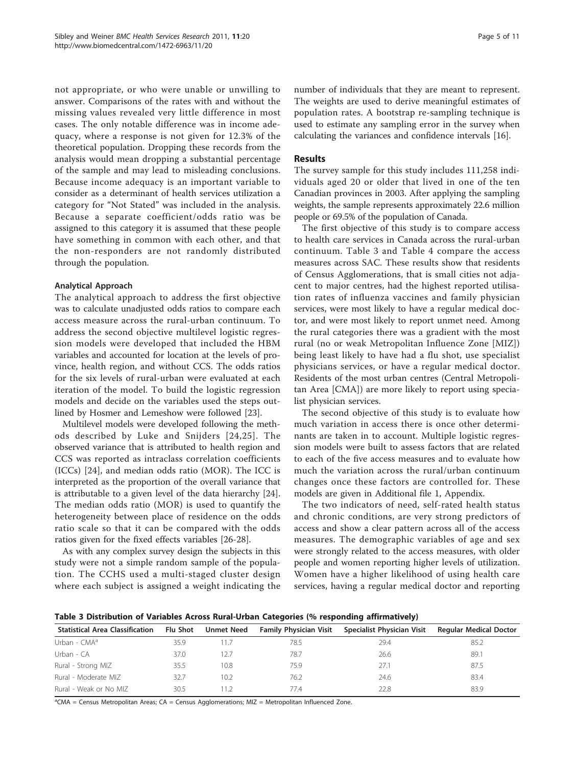not appropriate, or who were unable or unwilling to answer. Comparisons of the rates with and without the missing values revealed very little difference in most cases. The only notable difference was in income adequacy, where a response is not given for 12.3% of the theoretical population. Dropping these records from the analysis would mean dropping a substantial percentage of the sample and may lead to misleading conclusions. Because income adequacy is an important variable to consider as a determinant of health services utilization a category for "Not Stated" was included in the analysis. Because a separate coefficient/odds ratio was be assigned to this category it is assumed that these people have something in common with each other, and that the non-responders are not randomly distributed through the population.

#### Analytical Approach

The analytical approach to address the first objective was to calculate unadjusted odds ratios to compare each access measure across the rural-urban continuum. To address the second objective multilevel logistic regression models were developed that included the HBM variables and accounted for location at the levels of province, health region, and without CCS. The odds ratios for the six levels of rural-urban were evaluated at each iteration of the model. To build the logistic regression models and decide on the variables used the steps outlined by Hosmer and Lemeshow were followed [23].

Multilevel models were developed following the methods described by Luke and Snijders [24,25]. The observed variance that is attributed to health region and CCS was reported as intraclass correlation coefficients (ICCs) [24], and median odds ratio (MOR). The ICC is interpreted as the proportion of the overall variance that is attributable to a given level of the data hierarchy [24]. The median odds ratio (MOR) is used to quantify the heterogeneity between place of residence on the odds ratio scale so that it can be compared with the odds ratios given for the fixed effects variables [26-28].

As with any complex survey design the subjects in this study were not a simple random sample of the population. The CCHS used a multi-staged cluster design where each subject is assigned a weight indicating the number of individuals that they are meant to represent. The weights are used to derive meaningful estimates of population rates. A bootstrap re-sampling technique is used to estimate any sampling error in the survey when calculating the variances and confidence intervals [16].

### Results

The survey sample for this study includes 111,258 individuals aged 20 or older that lived in one of the ten Canadian provinces in 2003. After applying the sampling weights, the sample represents approximately 22.6 million people or 69.5% of the population of Canada.

The first objective of this study is to compare access to health care services in Canada across the rural-urban continuum. Table 3 and Table 4 compare the access measures across SAC. These results show that residents of Census Agglomerations, that is small cities not adjacent to major centres, had the highest reported utilisation rates of influenza vaccines and family physician services, were most likely to have a regular medical doctor, and were most likely to report unmet need. Among the rural categories there was a gradient with the most rural (no or weak Metropolitan Influence Zone [MIZ]) being least likely to have had a flu shot, use specialist physicians services, or have a regular medical doctor. Residents of the most urban centres (Central Metropolitan Area [CMA]) are more likely to report using specialist physician services.

The second objective of this study is to evaluate how much variation in access there is once other determinants are taken in to account. Multiple logistic regression models were built to assess factors that are related to each of the five access measures and to evaluate how much the variation across the rural/urban continuum changes once these factors are controlled for. These models are given in Additional file 1, Appendix.

The two indicators of need, self-rated health status and chronic conditions, are very strong predictors of access and show a clear pattern across all of the access measures. The demographic variables of age and sex were strongly related to the access measures, with older people and women reporting higher levels of utilization. Women have a higher likelihood of using health care services, having a regular medical doctor and reporting

**Table 3 Distribution of Variables Across Rural-Urban Categories (% responding affirmatively)**

| Statistical Area Classification | Flu Shot | Unmet Need | Family Physician Visit | Specialist Physician Visit | Regular Medical Doctor |
|---|---|---|---|---|---|
| Urban - CMA[a] | 35.9 | 11.7 | 78.5 | 29.4 | 85.2 |
| Urban - CA | 37.0 | 12.7 | 78.7 | 26.6 | 89.1 |
| Rural - Strong MIZ | 35.5 | 10.8 | 75.9 | 27.1 | 87.5 |
| Rural - Moderate MIZ | 32.7 | 10.2 | 76.2 | 24.6 | 83.4 |
| Rural - Weak or No MIZ | 30.5 | 11.2 | 77.4 | 22.8 | 83.9 |

[a]CMA = Census Metropolitan Areas; CA = Census Agglomerations; MIZ = Metropolitan Influenced Zone.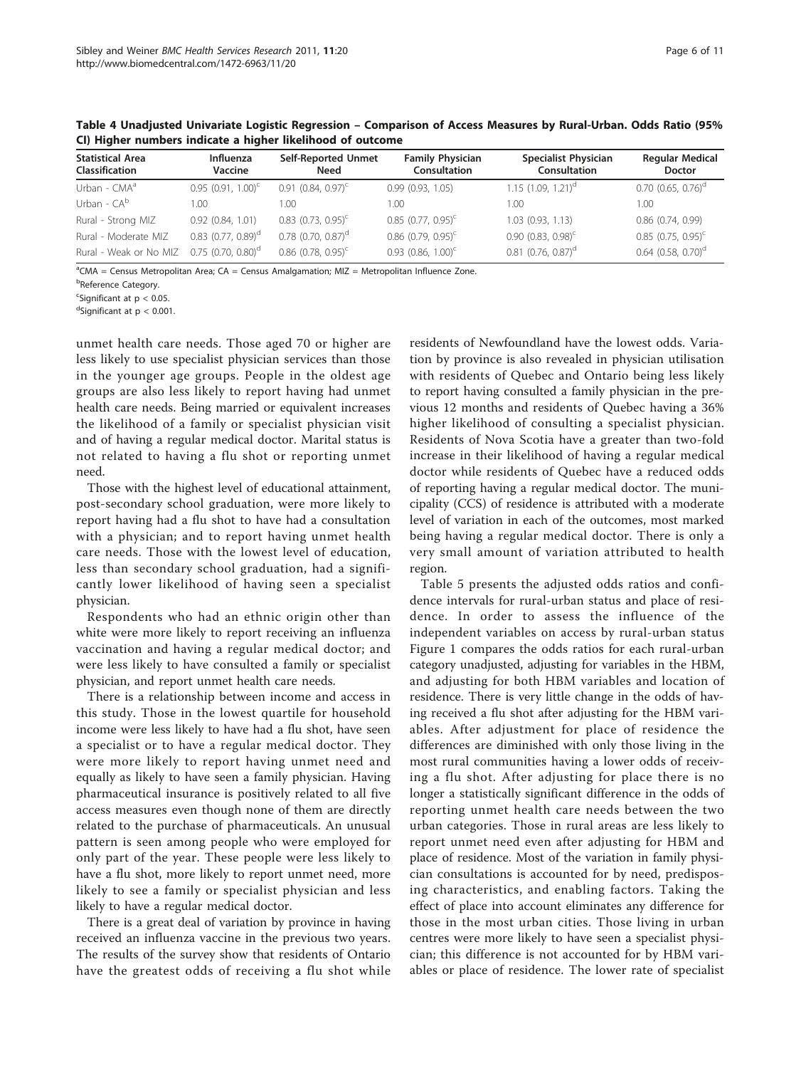**Table 4 Unadjusted Univariate Logistic Regression – Comparison of Access Measures by Rural-Urban. Odds Ratio (95% CI) Higher numbers indicate a higher likelihood of outcome**

| Statistical Area Classification | Influenza Vaccine | Self-Reported Unmet Need | Family Physician Consultation | Specialist Physician Consultation | Regular Medical Doctor |
|---|---|---|---|---|---|
| Urban - CMA[a] | 0.95 (0.91, 1.00)[c] | 0.91 (0.84, 0.97)[c] | 0.99 (0.93, 1.05) | 1.15 (1.09, 1.21)[d] | 0.70 (0.65, 0.76)[d] |
| Urban - CA[b] | 1.00 | 1.00 | 1.00 | 1.00 | 1.00 |
| Rural - Strong MIZ | 0.92 (0.84, 1.01) | 0.83 (0.73, 0.95)[c] | 0.85 (0.77, 0.95)[c] | 1.03 (0.93, 1.13) | 0.86 (0.74, 0.99) |
| Rural - Moderate MIZ | 0.83 (0.77, 0.89)[d] | 0.78 (0.70, 0.87)[d] | 0.86 (0.79, 0.95)[c] | 0.90 (0.83, 0.98)[c] | 0.85 (0.75, 0.95)[c] |
| Rural - Weak or No MIZ | 0.75 (0.70, 0.80)[d] | 0.86 (0.78, 0.95)[c] | 0.93 (0.86, 1.00)[c] | 0.81 (0.76, 0.87)[d] | 0.64 (0.58, 0.70)[d] |

[a]CMA = Census Metropolitan Area; CA = Census Amalgamation; MIZ = Metropolitan Influence Zone.
[b]Reference Category.
[c]Significant at $p < 0.05$.
[d]Significant at $p < 0.001$.

unmet health care needs. Those aged 70 or higher are less likely to use specialist physician services than those in the younger age groups. People in the oldest age groups are also less likely to report having had unmet health care needs. Being married or equivalent increases the likelihood of a family or specialist physician visit and of having a regular medical doctor. Marital status is not related to having a flu shot or reporting unmet need.

Those with the highest level of educational attainment, post-secondary school graduation, were more likely to report having had a flu shot to have had a consultation with a physician; and to report having unmet health care needs. Those with the lowest level of education, less than secondary school graduation, had a significantly lower likelihood of having seen a specialist physician.

Respondents who had an ethnic origin other than white were more likely to report receiving an influenza vaccination and having a regular medical doctor; and were less likely to have consulted a family or specialist physician, and report unmet health care needs.

There is a relationship between income and access in this study. Those in the lowest quartile for household income were less likely to have had a flu shot, have seen a specialist or to have a regular medical doctor. They were more likely to report having unmet need and equally as likely to have seen a family physician. Having pharmaceutical insurance is positively related to all five access measures even though none of them are directly related to the purchase of pharmaceuticals. An unusual pattern is seen among people who were employed for only part of the year. These people were less likely to have a flu shot, more likely to report unmet need, more likely to see a family or specialist physician and less likely to have a regular medical doctor.

There is a great deal of variation by province in having received an influenza vaccine in the previous two years. The results of the survey show that residents of Ontario have the greatest odds of receiving a flu shot while residents of Newfoundland have the lowest odds. Variation by province is also revealed in physician utilisation with residents of Quebec and Ontario being less likely to report having consulted a family physician in the previous 12 months and residents of Quebec having a 36% higher likelihood of consulting a specialist physician. Residents of Nova Scotia have a greater than two-fold increase in their likelihood of having a regular medical doctor while residents of Quebec have a reduced odds of reporting having a regular medical doctor. The municipality (CCS) of residence is attributed with a moderate level of variation in each of the outcomes, most marked being having a regular medical doctor. There is only a very small amount of variation attributed to health region.

Table 5 presents the adjusted odds ratios and confidence intervals for rural-urban status and place of residence. In order to assess the influence of the independent variables on access by rural-urban status Figure 1 compares the odds ratios for each rural-urban category unadjusted, adjusting for variables in the HBM, and adjusting for both HBM variables and location of residence. There is very little change in the odds of having received a flu shot after adjusting for the HBM variables. After adjustment for place of residence the differences are diminished with only those living in the most rural communities having a lower odds of receiving a flu shot. After adjusting for place there is no longer a statistically significant difference in the odds of reporting unmet health care needs between the two urban categories. Those in rural areas are less likely to report unmet need even after adjusting for HBM and place of residence. Most of the variation in family physician consultations is accounted for by need, predisposing characteristics, and enabling factors. Taking the effect of place into account eliminates any difference for those in the most urban cities. Those living in urban centres were more likely to have seen a specialist physician; this difference is not accounted for by HBM variables or place of residence. The lower rate of specialist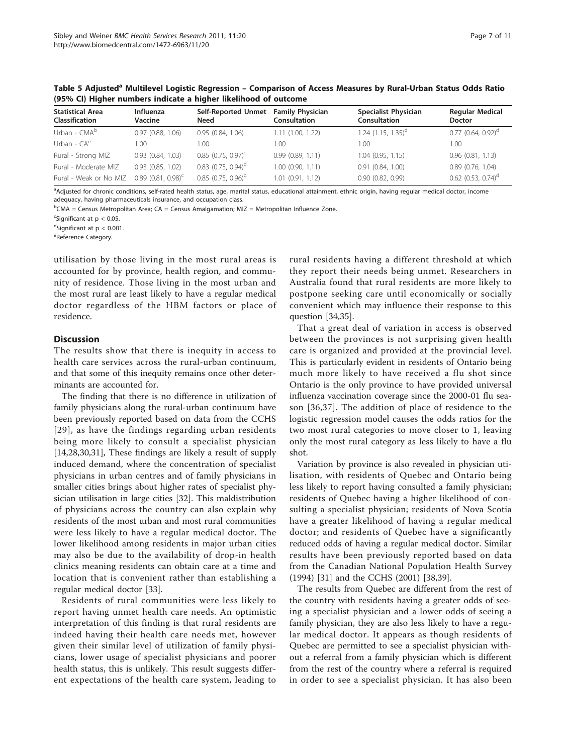Table 5 Adjusted[a] Multilevel Logistic Regression – Comparison of Access Measures by Rural-Urban Status Odds Ratio (95% CI) Higher numbers indicate a higher likelihood of outcome

| Statistical Area Classification | Influenza Vaccine | Self-Reported Unmet Need | Family Physician Consultation | Specialist Physician Consultation | Regular Medical Doctor |
|---|---|---|---|---|---|
| Urban - CMA[b] | 0.97 (0.88, 1.06) | 0.95 (0.84, 1.06) | 1.11 (1.00, 1.22) | 1.24 (1.15, 1.35)[d] | 0.77 (0.64, 0.92)[d] |
| Urban - CA[e] | 1.00 | 1.00 | 1.00 | 1.00 | 1.00 |
| Rural - Strong MIZ | 0.93 (0.84, 1.03) | 0.85 (0.75, 0.97)[c] | 0.99 (0.89, 1.11) | 1.04 (0.95, 1.15) | 0.96 (0.81, 1.13) |
| Rural - Moderate MIZ | 0.93 (0.85, 1.02) | 0.83 (0.75, 0.94)[d] | 1.00 (0.90, 1.11) | 0.91 (0.84, 1.00) | 0.89 (0.76, 1.04) |
| Rural - Weak or No MIZ | 0.89 (0.81, 0.98)[c] | 0.85 (0.75, 0.96)[d] | 1.01 (0.91, 1.12) | 0.90 (0.82, 0.99) | 0.62 (0.53, 0.74)[d] |

[a]Adjusted for chronic conditions, self-rated health status, age, marital status, educational attainment, ethnic origin, having regular medical doctor, income adequacy, having pharmaceuticals insurance, and occupation class.

[b]CMA = Census Metropolitan Area; CA = Census Amalgamation; MIZ = Metropolitan Influence Zone.

[c]Significant at $p < 0.05$.

[d]Significant at $p < 0.001$.

[e]Reference Category.

utilisation by those living in the most rural areas is accounted for by province, health region, and community of residence. Those living in the most urban and the most rural are least likely to have a regular medical doctor regardless of the HBM factors or place of residence.

## Discussion

The results show that there is inequity in access to health care services across the rural-urban continuum, and that some of this inequity remains once other determinants are accounted for.

The finding that there is no difference in utilization of family physicians along the rural-urban continuum have been previously reported based on data from the CCHS [29], as have the findings regarding urban residents being more likely to consult a specialist physician [14,28,30,31], These findings are likely a result of supply induced demand, where the concentration of specialist physicians in urban centres and of family physicians in smaller cities brings about higher rates of specialist physician utilisation in large cities [32]. This maldistribution of physicians across the country can also explain why residents of the most urban and most rural communities were less likely to have a regular medical doctor. The lower likelihood among residents in major urban cities may also be due to the availability of drop-in health clinics meaning residents can obtain care at a time and location that is convenient rather than establishing a regular medical doctor [33].

Residents of rural communities were less likely to report having unmet health care needs. An optimistic interpretation of this finding is that rural residents are indeed having their health care needs met, however given their similar level of utilization of family physicians, lower usage of specialist physicians and poorer health status, this is unlikely. This result suggests different expectations of the health care system, leading to rural residents having a different threshold at which they report their needs being unmet. Researchers in Australia found that rural residents are more likely to postpone seeking care until economically or socially convenient which may influence their response to this question [34,35].

That a great deal of variation in access is observed between the provinces is not surprising given health care is organized and provided at the provincial level. This is particularly evident in residents of Ontario being much more likely to have received a flu shot since Ontario is the only province to have provided universal influenza vaccination coverage since the 2000-01 flu season [36,37]. The addition of place of residence to the logistic regression model causes the odds ratios for the two most rural categories to move closer to 1, leaving only the most rural category as less likely to have a flu shot.

Variation by province is also revealed in physician utilisation, with residents of Quebec and Ontario being less likely to report having consulted a family physician; residents of Quebec having a higher likelihood of consulting a specialist physician; residents of Nova Scotia have a greater likelihood of having a regular medical doctor; and residents of Quebec have a significantly reduced odds of having a regular medical doctor. Similar results have been previously reported based on data from the Canadian National Population Health Survey (1994) [31] and the CCHS (2001) [38,39].

The results from Quebec are different from the rest of the country with residents having a greater odds of seeing a specialist physician and a lower odds of seeing a family physician, they are also less likely to have a regular medical doctor. It appears as though residents of Quebec are permitted to see a specialist physician without a referral from a family physician which is different from the rest of the country where a referral is required in order to see a specialist physician. It has also been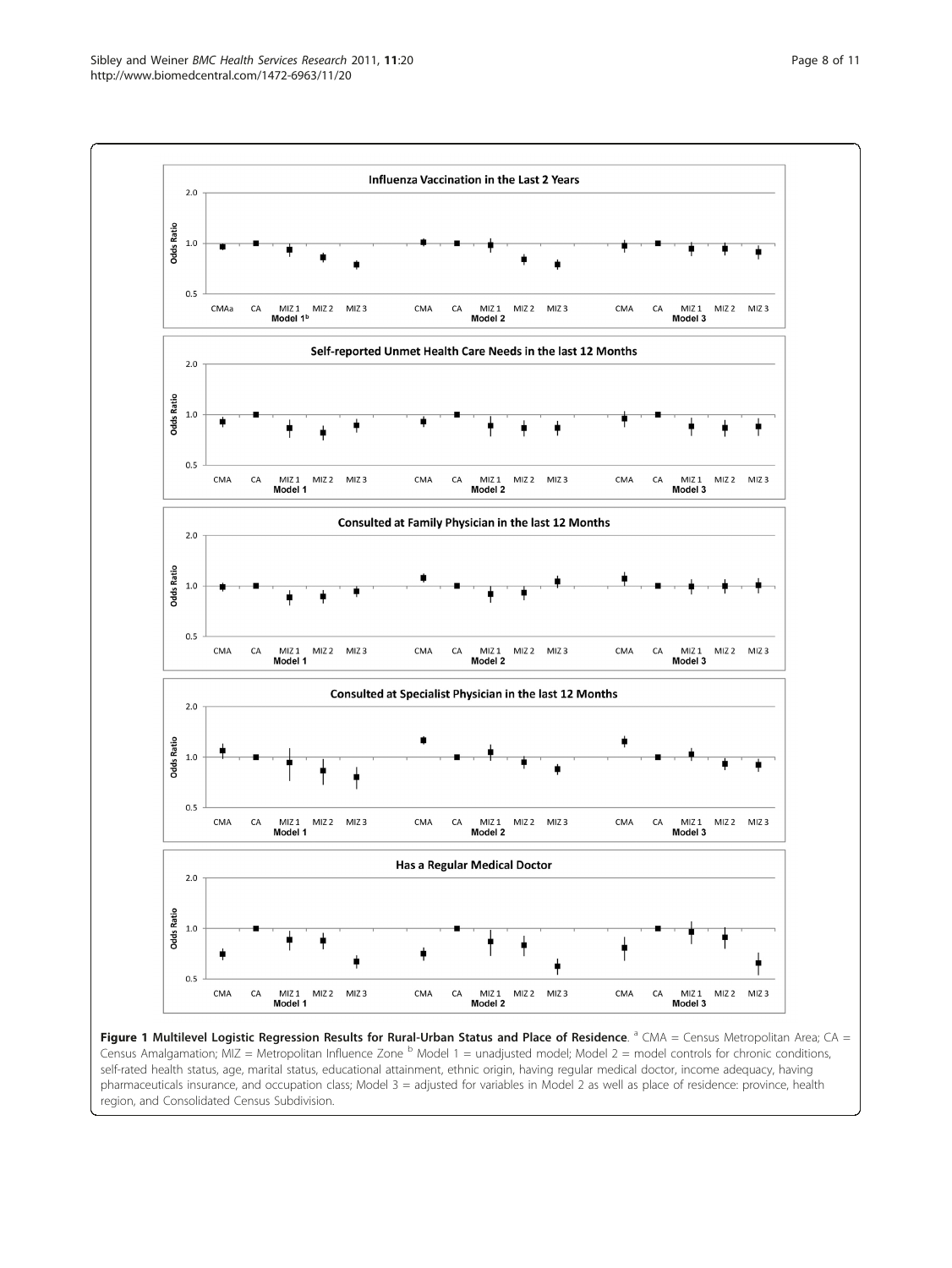**Figure 1 Multilevel Logistic Regression Results for Rural-Urban Status and Place of Residence**. [a] CMA = Census Metropolitan Area; CA = Census Amalgamation; MIZ = Metropolitan Influence Zone [b] Model 1 = unadjusted model; Model 2 = model controls for chronic conditions, self-rated health status, age, marital status, educational attainment, ethnic origin, having regular medical doctor, income adequacy, having pharmaceuticals insurance, and occupation class; Model 3 = adjusted for variables in Model 2 as well as place of residence: province, health region, and Consolidated Census Subdivision.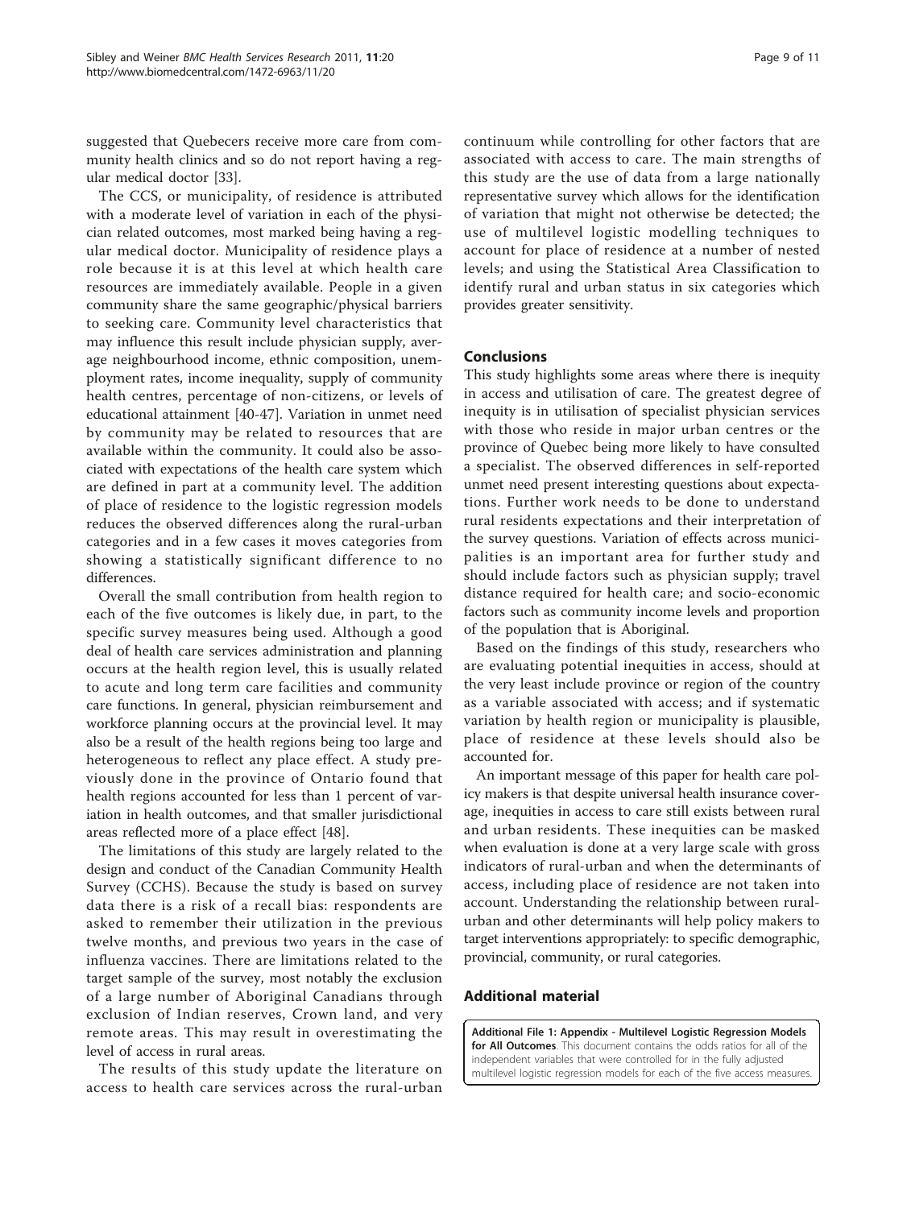suggested that Quebecers receive more care from community health clinics and so do not report having a regular medical doctor [33].

The CCS, or municipality, of residence is attributed with a moderate level of variation in each of the physician related outcomes, most marked being having a regular medical doctor. Municipality of residence plays a role because it is at this level at which health care resources are immediately available. People in a given community share the same geographic/physical barriers to seeking care. Community level characteristics that may influence this result include physician supply, average neighbourhood income, ethnic composition, unemployment rates, income inequality, supply of community health centres, percentage of non-citizens, or levels of educational attainment [40-47]. Variation in unmet need by community may be related to resources that are available within the community. It could also be associated with expectations of the health care system which are defined in part at a community level. The addition of place of residence to the logistic regression models reduces the observed differences along the rural-urban categories and in a few cases it moves categories from showing a statistically significant difference to no differences.

Overall the small contribution from health region to each of the five outcomes is likely due, in part, to the specific survey measures being used. Although a good deal of health care services administration and planning occurs at the health region level, this is usually related to acute and long term care facilities and community care functions. In general, physician reimbursement and workforce planning occurs at the provincial level. It may also be a result of the health regions being too large and heterogeneous to reflect any place effect. A study previously done in the province of Ontario found that health regions accounted for less than 1 percent of variation in health outcomes, and that smaller jurisdictional areas reflected more of a place effect [48].

The limitations of this study are largely related to the design and conduct of the Canadian Community Health Survey (CCHS). Because the study is based on survey data there is a risk of a recall bias: respondents are asked to remember their utilization in the previous twelve months, and previous two years in the case of influenza vaccines. There are limitations related to the target sample of the survey, most notably the exclusion of a large number of Aboriginal Canadians through exclusion of Indian reserves, Crown land, and very remote areas. This may result in overestimating the level of access in rural areas.

The results of this study update the literature on access to health care services across the rural-urban continuum while controlling for other factors that are associated with access to care. The main strengths of this study are the use of data from a large nationally representative survey which allows for the identification of variation that might not otherwise be detected; the use of multilevel logistic modelling techniques to account for place of residence at a number of nested levels; and using the Statistical Area Classification to identify rural and urban status in six categories which provides greater sensitivity.

## Conclusions

This study highlights some areas where there is inequity in access and utilisation of care. The greatest degree of inequity is in utilisation of specialist physician services with those who reside in major urban centres or the province of Quebec being more likely to have consulted a specialist. The observed differences in self-reported unmet need present interesting questions about expectations. Further work needs to be done to understand rural residents expectations and their interpretation of the survey questions. Variation of effects across municipalities is an important area for further study and should include factors such as physician supply; travel distance required for health care; and socio-economic factors such as community income levels and proportion of the population that is Aboriginal.

Based on the findings of this study, researchers who are evaluating potential inequities in access, should at the very least include province or region of the country as a variable associated with access; and if systematic variation by health region or municipality is plausible, place of residence at these levels should also be accounted for.

An important message of this paper for health care policy makers is that despite universal health insurance coverage, inequities in access to care still exists between rural and urban residents. These inequities can be masked when evaluation is done at a very large scale with gross indicators of rural-urban and when the determinants of access, including place of residence are not taken into account. Understanding the relationship between rural-urban and other determinants will help policy makers to target interventions appropriately: to specific demographic, provincial, community, or rural categories.

## Additional material

**Additional File 1: Appendix - Multilevel Logistic Regression Models for All Outcomes**. This document contains the odds ratios for all of the independent variables that were controlled for in the fully adjusted multilevel logistic regression models for each of the five access measures.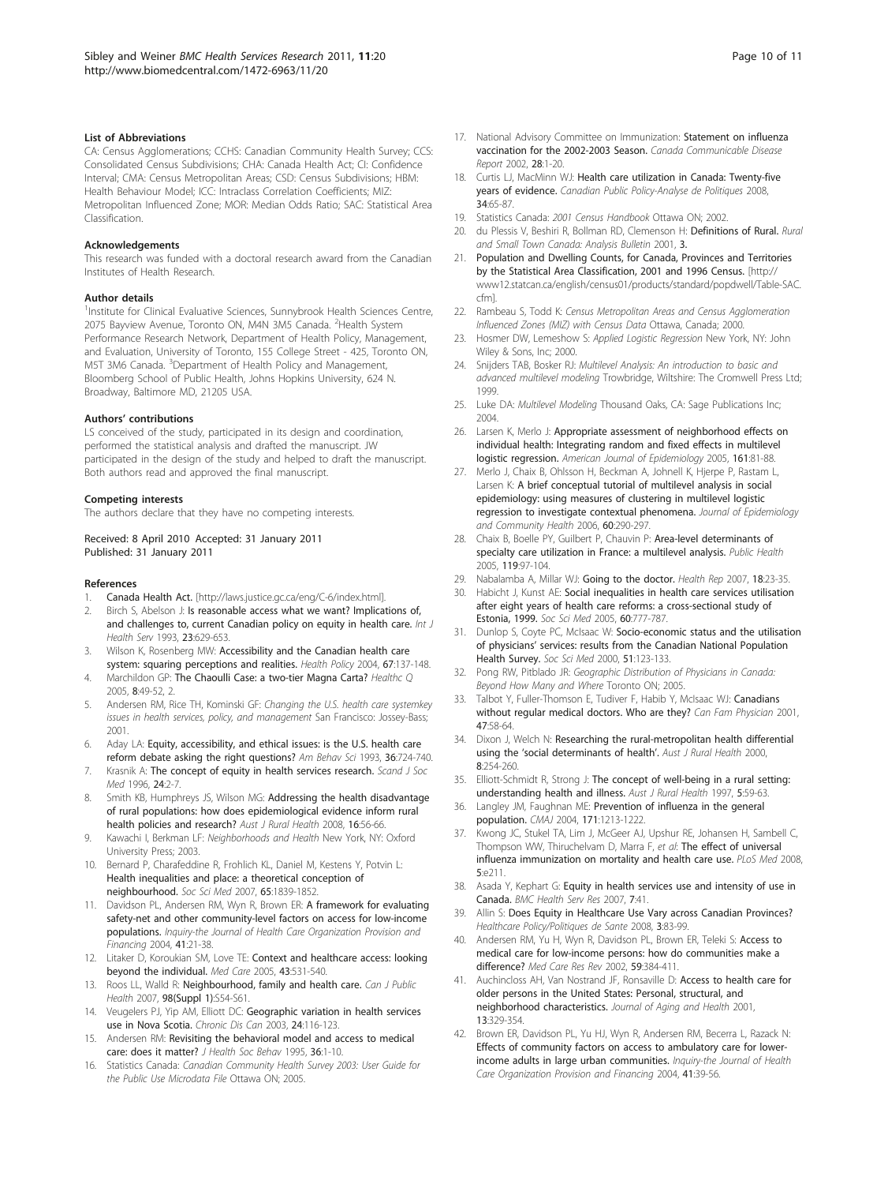### List of Abbreviations

CA: Census Agglomerations; CCHS: Canadian Community Health Survey; CCS: Consolidated Census Subdivisions; CHA: Canada Health Act; CI: Confidence Interval; CMA: Census Metropolitan Areas; CSD: Census Subdivisions; HBM: Health Behaviour Model; ICC: Intraclass Correlation Coefficients; MIZ: Metropolitan Influenced Zone; MOR: Median Odds Ratio; SAC: Statistical Area Classification.

### Acknowledgements

This research was funded with a doctoral research award from the Canadian Institutes of Health Research.

### Author details

[1]Institute for Clinical Evaluative Sciences, Sunnybrook Health Sciences Centre, 2075 Bayview Avenue, Toronto ON, M4N 3M5 Canada. [2]Health System Performance Research Network, Department of Health Policy, Management, and Evaluation, University of Toronto, 155 College Street - 425, Toronto ON, M5T 3M6 Canada. [3]Department of Health Policy and Management, Bloomberg School of Public Health, Johns Hopkins University, 624 N. Broadway, Baltimore MD, 21205 USA.

### Authors' contributions

LS conceived of the study, participated in its design and coordination, performed the statistical analysis and drafted the manuscript. JW participated in the design of the study and helped to draft the manuscript. Both authors read and approved the final manuscript.

### Competing interests

The authors declare that they have no competing interests.

Received: 8 April 2010 Accepted: 31 January 2011
Published: 31 January 2011

### References

1. **Canada Health Act.** [http://laws.justice.gc.ca/eng/C-6/index.html].
2. Birch S, Abelson J: **Is reasonable access what we want? Implications of, and challenges to, current Canadian policy on equity in health care.** *Int J Health Serv* 1993, **23**:629-653.
3. Wilson K, Rosenberg MW: **Accessibility and the Canadian health care system: squaring perceptions and realities.** *Health Policy* 2004, **67**:137-148.
4. Marchildon GP: **The Chaoulli Case: a two-tier Magna Carta?** *Healthc Q* 2005, **8**:49-52, 2.
5. Andersen RM, Rice TH, Kominski GF: *Changing the U.S. health care systemkey issues in health services, policy, and management* San Francisco: Jossey-Bass; 2001.
6. Aday LA: **Equity, accessibility, and ethical issues: is the U.S. health care reform debate asking the right questions?** *Am Behav Sci* 1993, **36**:724-740.
7. Krasnik A: **The concept of equity in health services research.** *Scand J Soc Med* 1996, **24**:2-7.
8. Smith KB, Humphreys JS, Wilson MG: **Addressing the health disadvantage of rural populations: how does epidemiological evidence inform rural health policies and research?** *Aust J Rural Health* 2008, **16**:56-66.
9. Kawachi I, Berkman LF: *Neighborhoods and Health* New York, NY: Oxford University Press; 2003.
10. Bernard P, Charafeddine R, Frohlich KL, Daniel M, Kestens Y, Potvin L: **Health inequalities and place: a theoretical conception of neighbourhood.** *Soc Sci Med* 2007, **65**:1839-1852.
11. Davidson PL, Andersen RM, Wyn R, Brown ER: **A framework for evaluating safety-net and other community-level factors on access for low-income populations.** *Inquiry-the Journal of Health Care Organization Provision and Financing* 2004, **41**:21-38.
12. Litaker D, Koroukian SM, Love TE: **Context and healthcare access: looking beyond the individual.** *Med Care* 2005, **43**:531-540.
13. Roos LL, Walld R: **Neighbourhood, family and health care.** *Can J Public Health* 2007, **98(Suppl 1)**:S54-S61.
14. Veugelers PJ, Yip AM, Elliott DC: **Geographic variation in health services use in Nova Scotia.** *Chronic Dis Can* 2003, **24**:116-123.
15. Andersen RM: **Revisiting the behavioral model and access to medical care: does it matter?** *J Health Soc Behav* 1995, **36**:1-10.
16. Statistics Canada: *Canadian Community Health Survey 2003: User Guide for the Public Use Microdata File* Ottawa ON; 2005.
17. National Advisory Committee on Immunization: **Statement on influenza vaccination for the 2002-2003 Season.** *Canada Communicable Disease Report* 2002, **28**:1-20.
18. Curtis LJ, MacMinn WJ: **Health care utilization in Canada: Twenty-five years of evidence.** *Canadian Public Policy-Analyse de Politiques* 2008, **34**:65-87.
19. Statistics Canada: *2001 Census Handbook* Ottawa ON; 2002.
20. du Plessis V, Beshiri R, Bollman RD, Clemenson H: **Definitions of Rural.** *Rural and Small Town Canada: Analysis Bulletin* 2001, **3**.
21. **Population and Dwelling Counts, for Canada, Provinces and Territories by the Statistical Area Classification, 2001 and 1996 Census.** [http://www12.statcan.ca/english/census01/products/standard/popdwell/Table-SAC.cfm].
22. Rambeau S, Todd K: *Census Metropolitan Areas and Census Agglomeration Influenced Zones (MIZ) with Census Data* Ottawa, Canada; 2000.
23. Hosmer DW, Lemeshow S: *Applied Logistic Regression* New York, NY: John Wiley & Sons, Inc; 2000.
24. Snijders TAB, Bosker RJ: *Multilevel Analysis: An introduction to basic and advanced multilevel modeling* Trowbridge, Wiltshire: The Cromwell Press Ltd; 1999.
25. Luke DA: *Multilevel Modeling* Thousand Oaks, CA: Sage Publications Inc; 2004.
26. Larsen K, Merlo J: **Appropriate assessment of neighborhood effects on individual health: Integrating random and fixed effects in multilevel logistic regression.** *American Journal of Epidemiology* 2005, **161**:81-88.
27. Merlo J, Chaix B, Ohlsson H, Beckman A, Johnell K, Hjerpe P, Rastam L, Larsen K: **A brief conceptual tutorial of multilevel analysis in social epidemiology: using measures of clustering in multilevel logistic regression to investigate contextual phenomena.** *Journal of Epidemiology and Community Health* 2006, **60**:290-297.
28. Chaix B, Boelle PY, Guilbert P, Chauvin P: **Area-level determinants of specialty care utilization in France: a multilevel analysis.** *Public Health* 2005, **119**:97-104.
29. Nabalamba A, Millar WJ: **Going to the doctor.** *Health Rep* 2007, **18**:23-35.
30. Habicht J, Kunst AE: **Social inequalities in health care services utilisation after eight years of health care reforms: a cross-sectional study of Estonia, 1999.** *Soc Sci Med* 2005, **60**:777-787.
31. Dunlop S, Coyte PC, McIsaac W: **Socio-economic status and the utilisation of physicians' services: results from the Canadian National Population Health Survey.** *Soc Sci Med* 2000, **51**:123-133.
32. Pong RW, Pitblado JR: *Geographic Distribution of Physicians in Canada: Beyond How Many and Where* Toronto ON; 2005.
33. Talbot Y, Fuller-Thomson E, Tudiver F, Habib Y, McIsaac WJ: **Canadians without regular medical doctors. Who are they?** *Can Fam Physician* 2001, **47**:58-64.
34. Dixon J, Welch N: **Researching the rural-metropolitan health differential using the 'social determinants of health'.** *Aust J Rural Health* 2000, **8**:254-260.
35. Elliott-Schmidt R, Strong J: **The concept of well-being in a rural setting: understanding health and illness.** *Aust J Rural Health* 1997, **5**:59-63.
36. Langley JM, Faughnan ME: **Prevention of influenza in the general population.** *CMAJ* 2004, **171**:1213-1222.
37. Kwong JC, Stukel TA, Lim J, McGeer AJ, Upshur RE, Johansen H, Sambell C, Thompson WW, Thiruchelvam D, Marra F, *et al*: **The effect of universal influenza immunization on mortality and health care use.** *PLoS Med* 2008, **5**:e211.
38. Asada Y, Kephart G: **Equity in health services use and intensity of use in Canada.** *BMC Health Serv Res* 2007, **7**:41.
39. Allin S: **Does Equity in Healthcare Use Vary across Canadian Provinces?** *Healthcare Policy/Politiques de Sante* 2008, **3**:83-99.
40. Andersen RM, Yu H, Wyn R, Davidson PL, Brown ER, Teleki S: **Access to medical care for low-income persons: how do communities make a difference?** *Med Care Res Rev* 2002, **59**:384-411.
41. Auchincloss AH, Van Nostrand JF, Ronsaville D: **Access to health care for older persons in the United States: Personal, structural, and neighborhood characteristics.** *Journal of Aging and Health* 2001, **13**:329-354.
42. Brown ER, Davidson PL, Yu HJ, Wyn R, Andersen RM, Becerra L, Razack N: **Effects of community factors on access to ambulatory care for lower-income adults in large urban communities.** *Inquiry-the Journal of Health Care Organization Provision and Financing* 2004, **41**:39-56.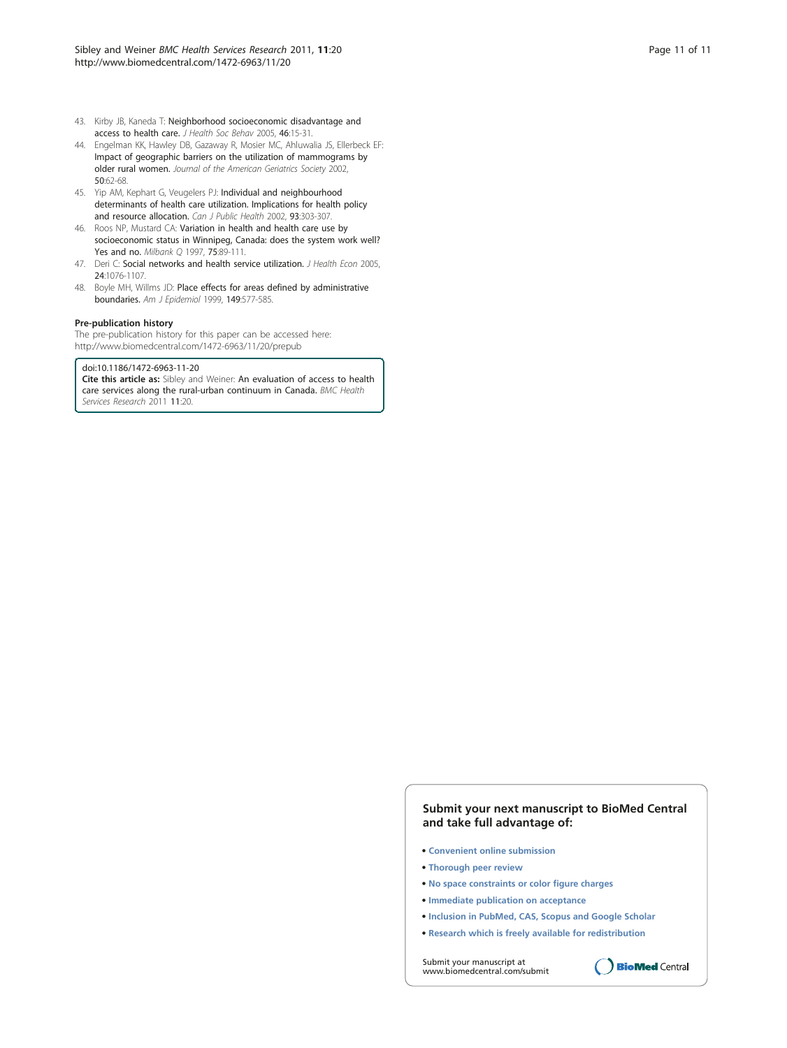43. Kirby JB, Kaneda T: **Neighborhood socioeconomic disadvantage and access to health care.** *J Health Soc Behav* 2005, **46**:15-31.
44. Engelman KK, Hawley DB, Gazaway R, Mosier MC, Ahluwalia JS, Ellerbeck EF: **Impact of geographic barriers on the utilization of mammograms by older rural women.** *Journal of the American Geriatrics Society* 2002, **50**:62-68.
45. Yip AM, Kephart G, Veugelers PJ: **Individual and neighbourhood determinants of health care utilization. Implications for health policy and resource allocation.** *Can J Public Health* 2002, **93**:303-307.
46. Roos NP, Mustard CA: **Variation in health and health care use by socioeconomic status in Winnipeg, Canada: does the system work well? Yes and no.** *Milbank Q* 1997, **75**:89-111.
47. Deri C: **Social networks and health service utilization.** *J Health Econ* 2005, **24**:1076-1107.
48. Boyle MH, Willms JD: **Place effects for areas defined by administrative boundaries.** *Am J Epidemiol* 1999, **149**:577-585.

**Pre-publication history**

The pre-publication history for this paper can be accessed here:
http://www.biomedcentral.com/1472-6963/11/20/prepub

doi:10.1186/1472-6963-11-20

**Cite this article as:** Sibley and Weiner: **An evaluation of access to health care services along the rural-urban continuum in Canada.** *BMC Health Services Research* 2011 **11**:20.

**Submit your next manuscript to BioMed Central and take full advantage of:**

- **Convenient online submission**
- **Thorough peer review**
- **No space constraints or color figure charges**
- **Immediate publication on acceptance**
- **Inclusion in PubMed, CAS, Scopus and Google Scholar**
- **Research which is freely available for redistribution**

Submit your manuscript at
www.biomedcentral.com/submit

BioMed Central